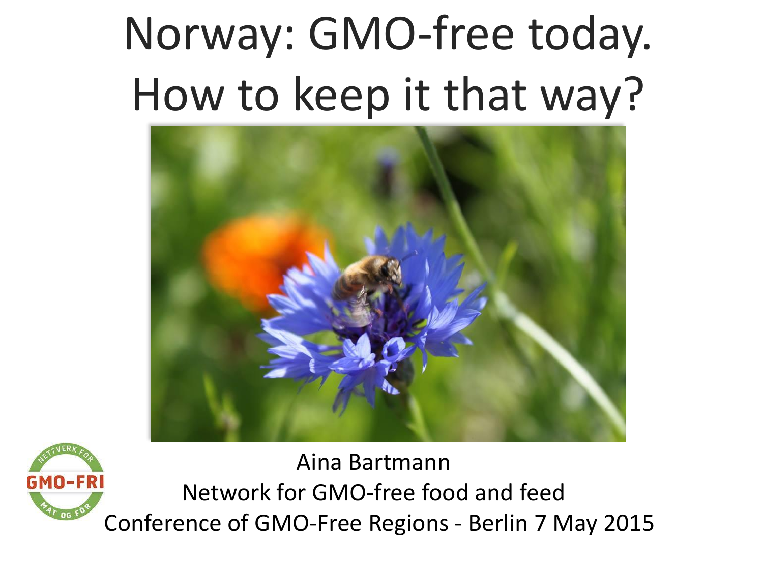# Norway: GMO-free today. How to keep it that way?

Aina Bartmann

Network for GMO-free food and feed

Conference of GMO-Free Regions - Berlin 7 May 2015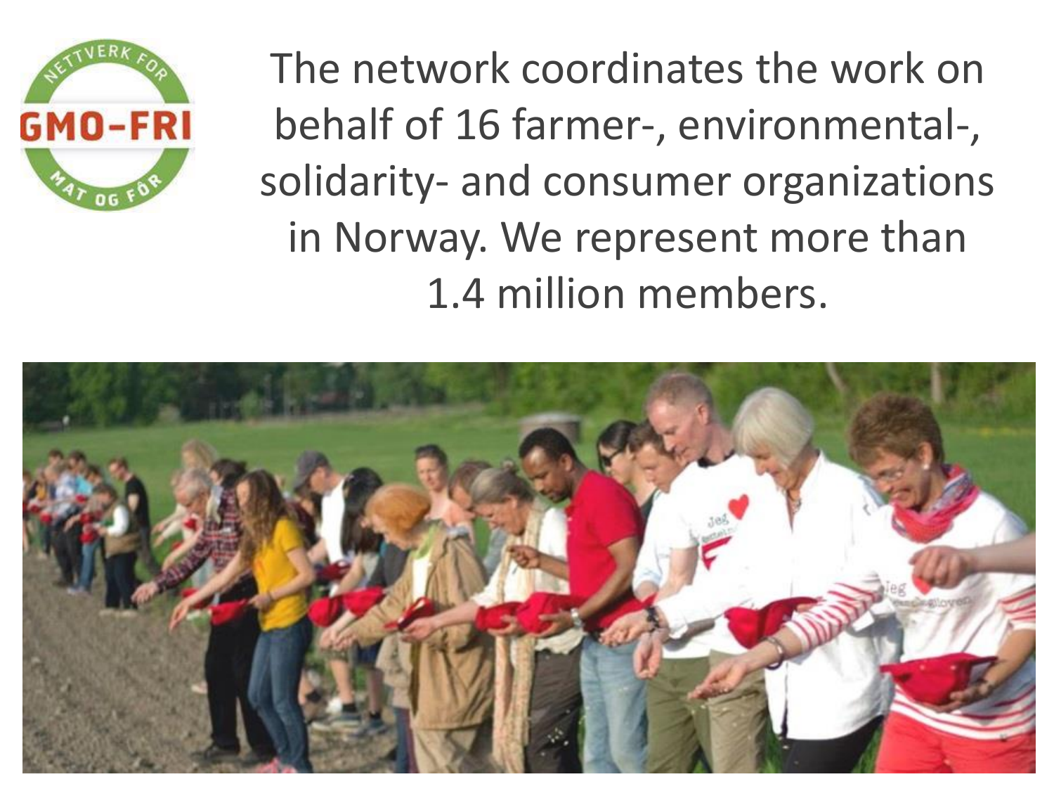The network coordinates the work on behalf of 16 farmer-, environmental-, solidarity- and consumer organizations in Norway. We represent more than 1.4 million members.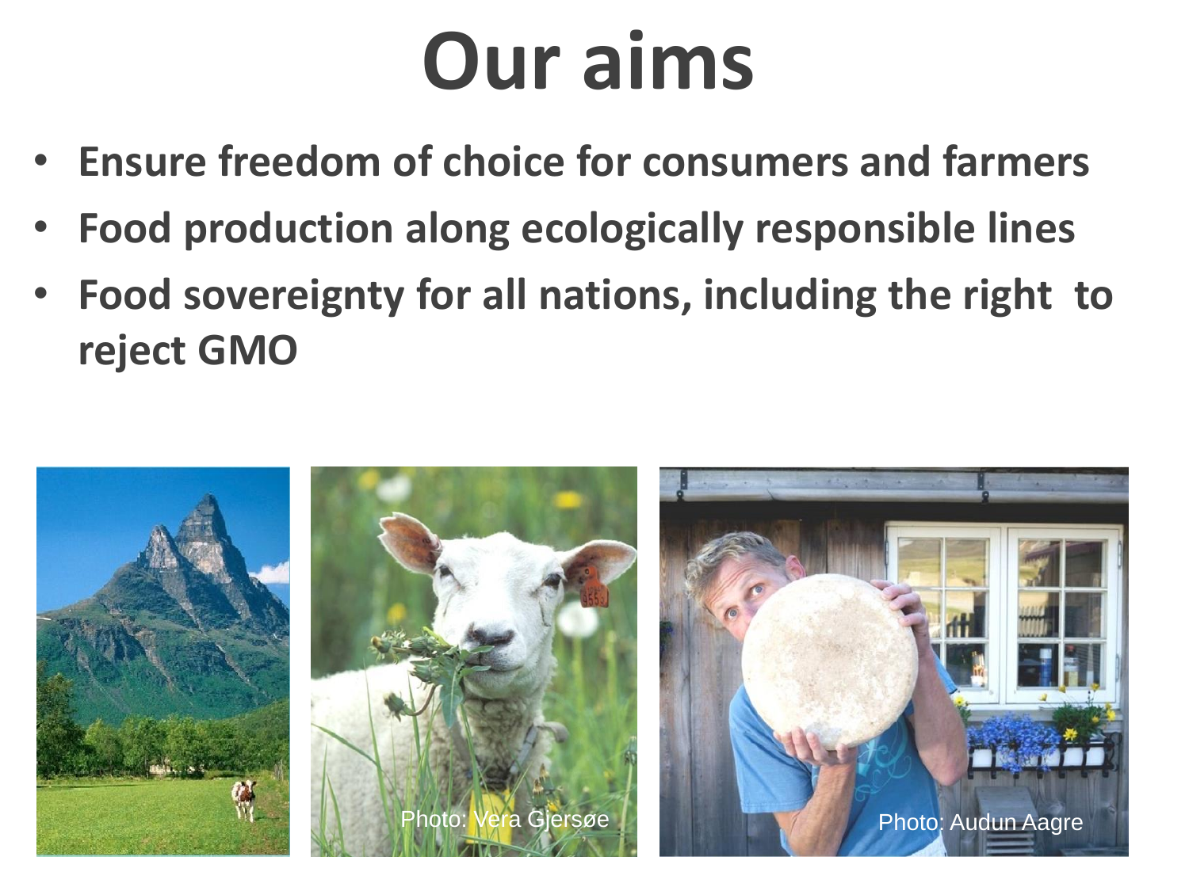# Our aims

- **Ensure freedom of choice for consumers and farmers**
- **Food production along ecologically responsible lines**
- **Food sovereignty for all nations, including the right to reject GMO**

Photo: Vera Gjersøe

Photo: Audun Aagre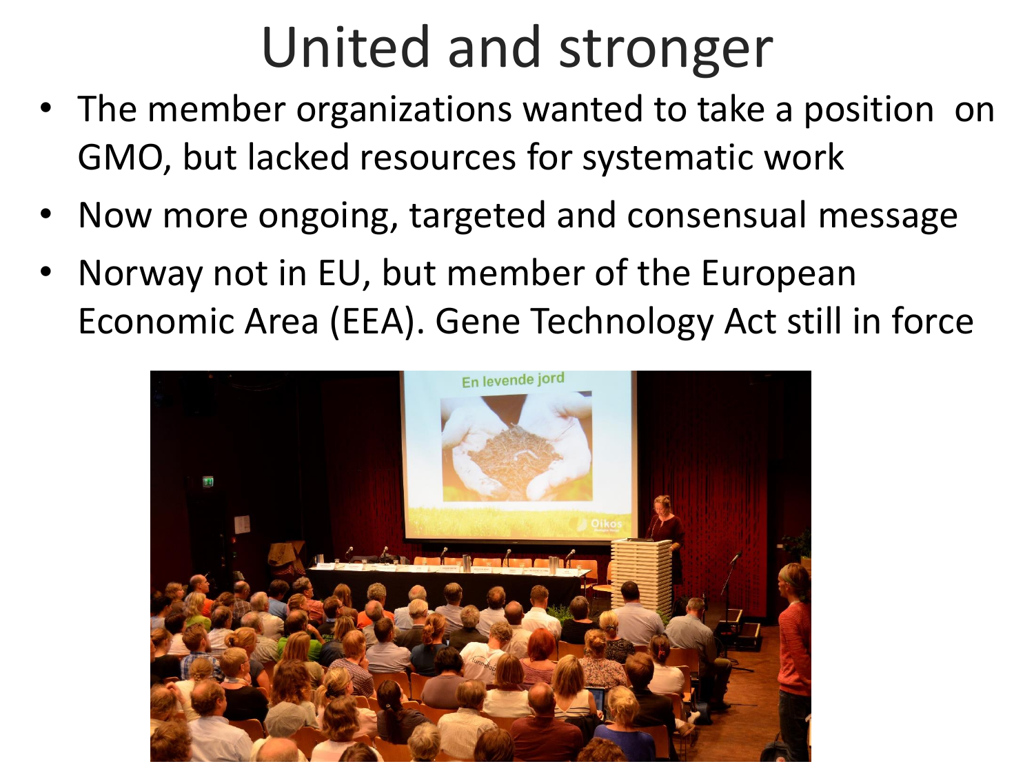# United and stronger

- The member organizations wanted to take a position on GMO, but lacked resources for systematic work
- Now more ongoing, targeted and consensual message
- Norway not in EU, but member of the European Economic Area (EEA). Gene Technology Act still in force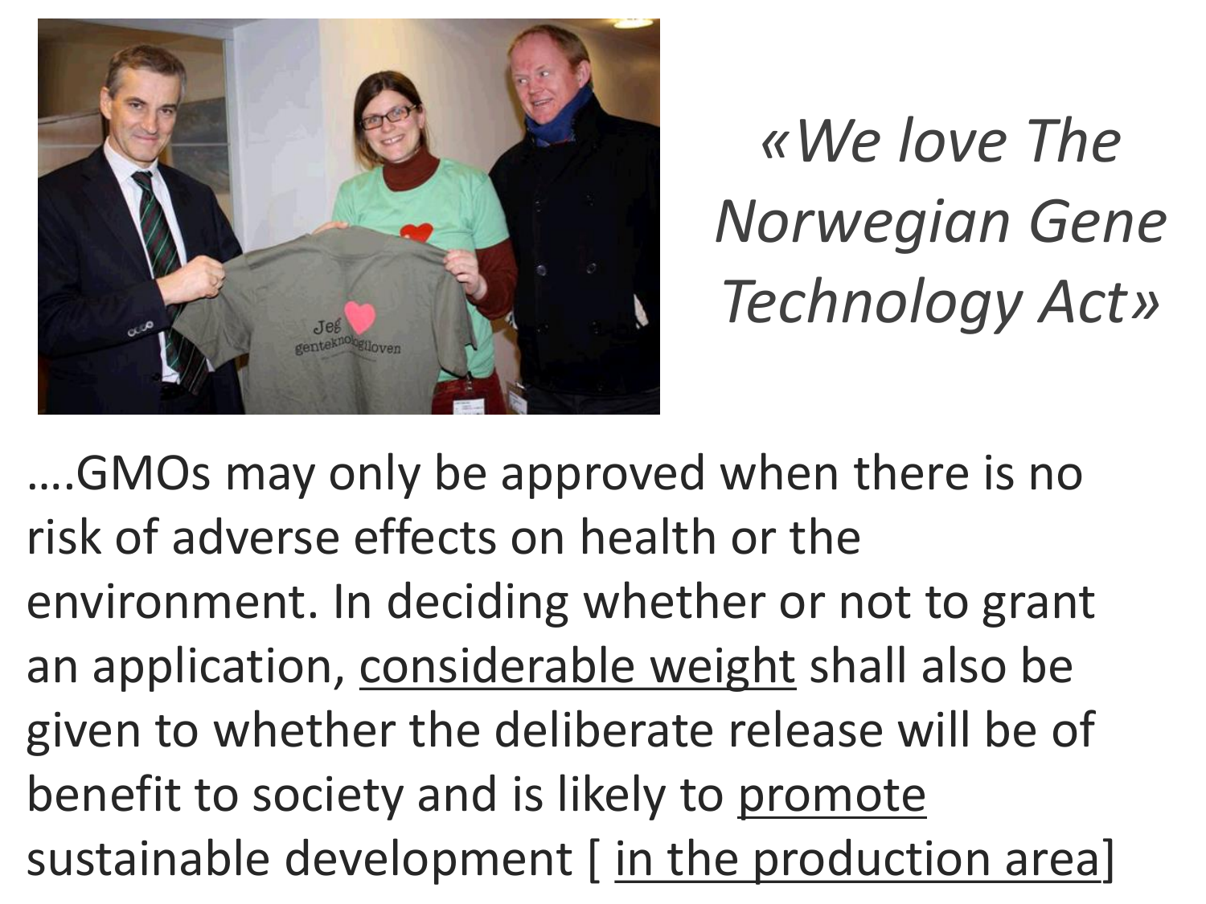*«We love The Norwegian Gene Technology Act»*

….GMOs may only be approved when there is no risk of adverse effects on health or the environment. In deciding whether or not to grant an application, <u>considerable weight</u> shall also be given to whether the deliberate release will be of benefit to society and is likely to <u>promote</u> sustainable development [ <u>in the production area</u>]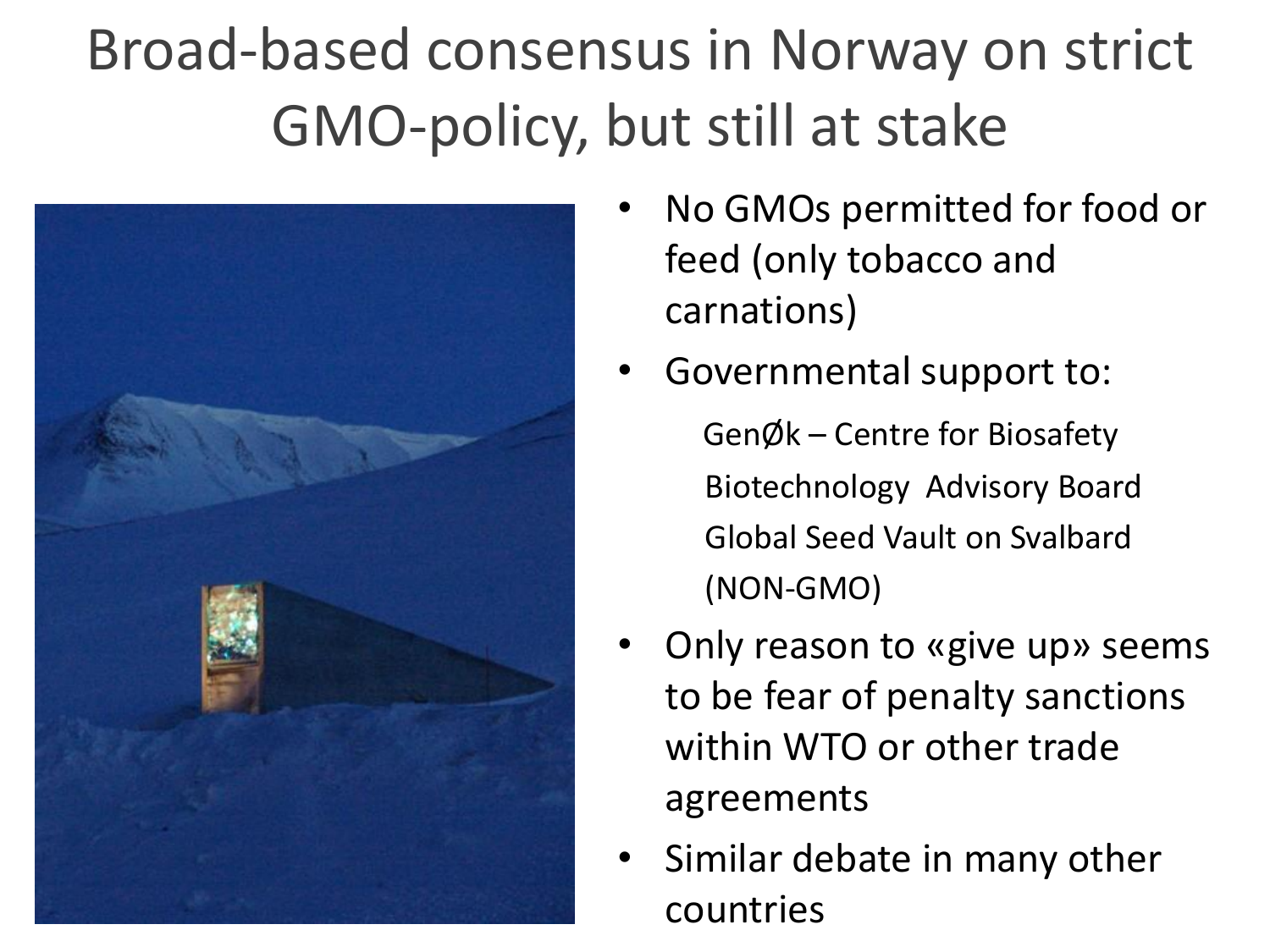# Broad-based consensus in Norway on strict GMO-policy, but still at stake

- No GMOs permitted for food or feed (only tobacco and carnations)
- Governmental support to:
  - GenØk – Centre for Biosafety
  - Biotechnology Advisory Board
  - Global Seed Vault on Svalbard (NON-GMO)
- Only reason to «give up» seems to be fear of penalty sanctions within WTO or other trade agreements
- Similar debate in many other countries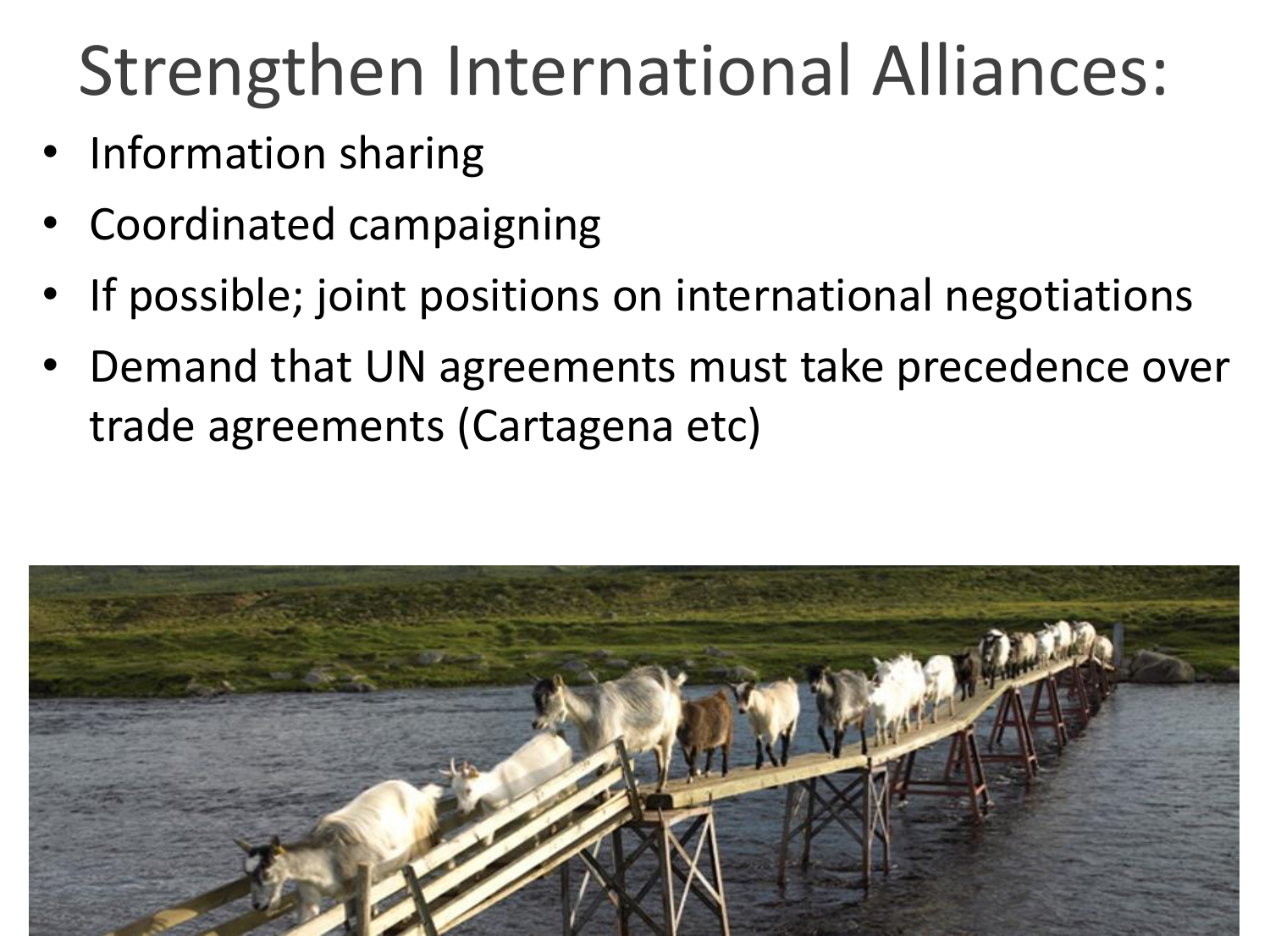# Strengthen International Alliances:

- Information sharing
- Coordinated campaigning
- If possible; joint positions on international negotiations
- Demand that UN agreements must take precedence over trade agreements (Cartagena etc)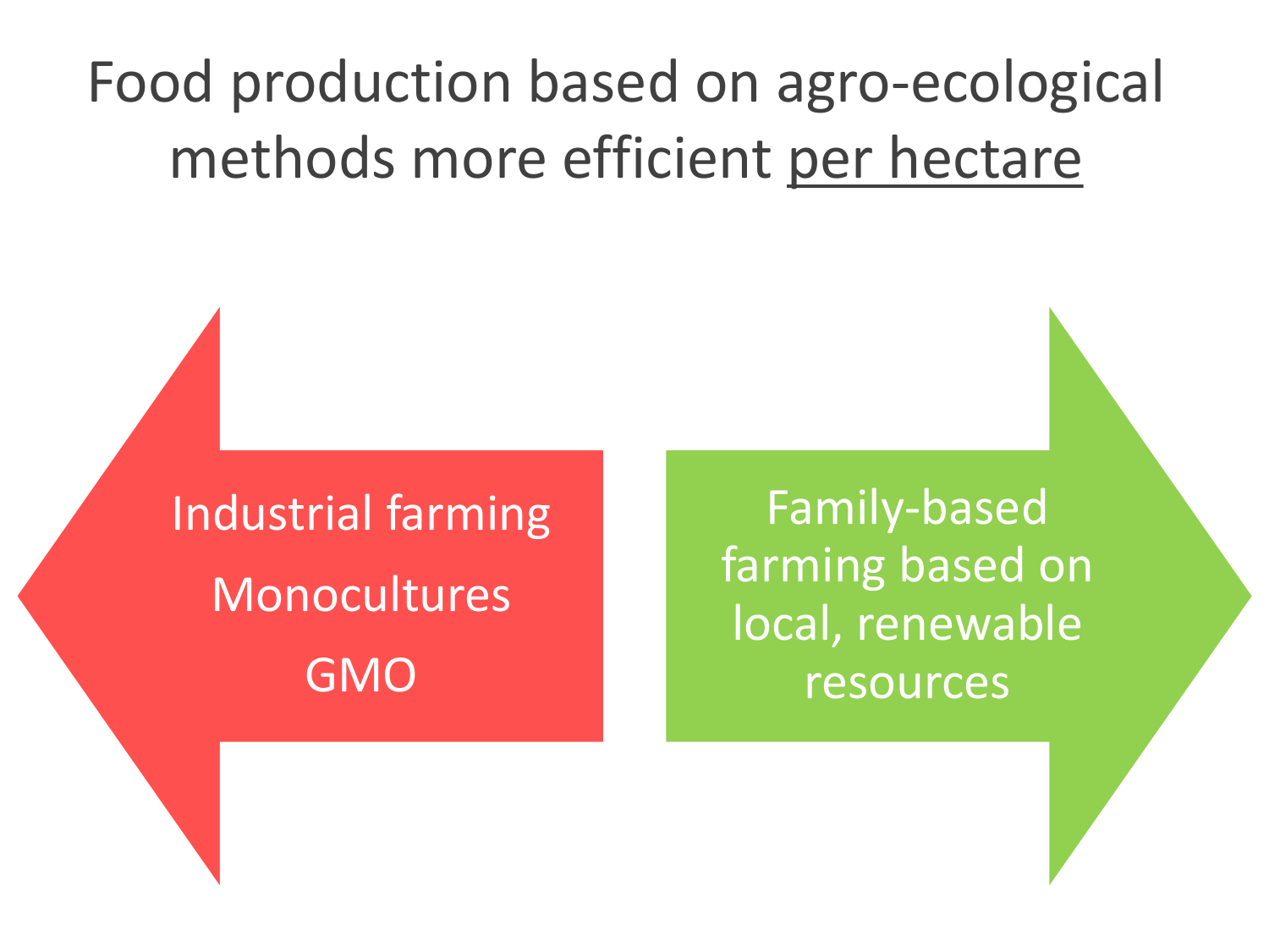# Food production based on agro-ecological methods more efficient per hectare

Industrial farming

Monocultures

GMO

Family-based farming based on local, renewable resources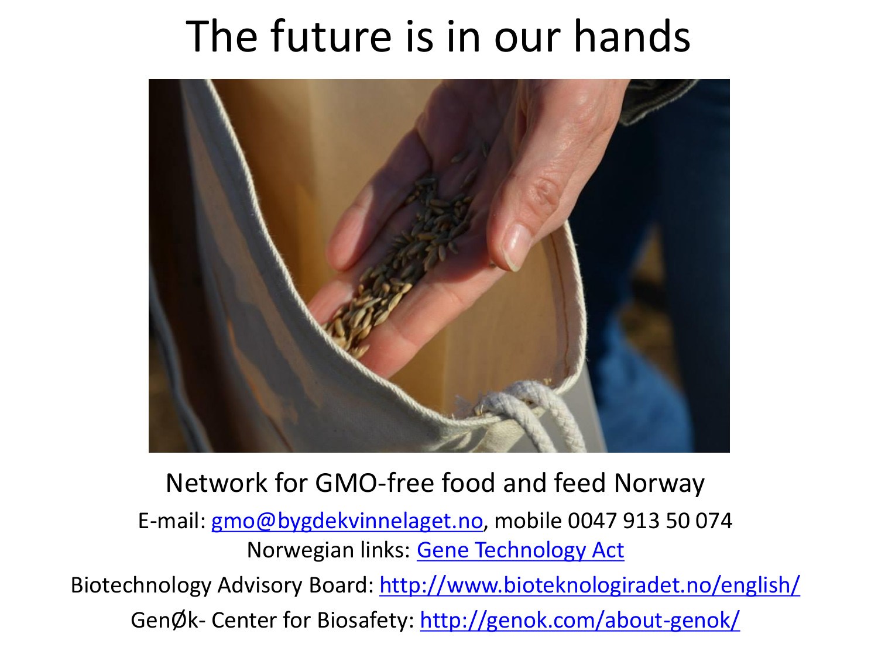# The future is in our hands

Network for GMO-free food and feed Norway

E-mail: [gmo@bygdekvinnelaget.no](mailto:gmo@bygdekvinnelaget.no), mobile 0047 913 50 074

Norwegian links: Gene Technology Act

Biotechnology Advisory Board: http://www.bioteknologiradet.no/english/

GenØk- Center for Biosafety: http://genok.com/about-genok/